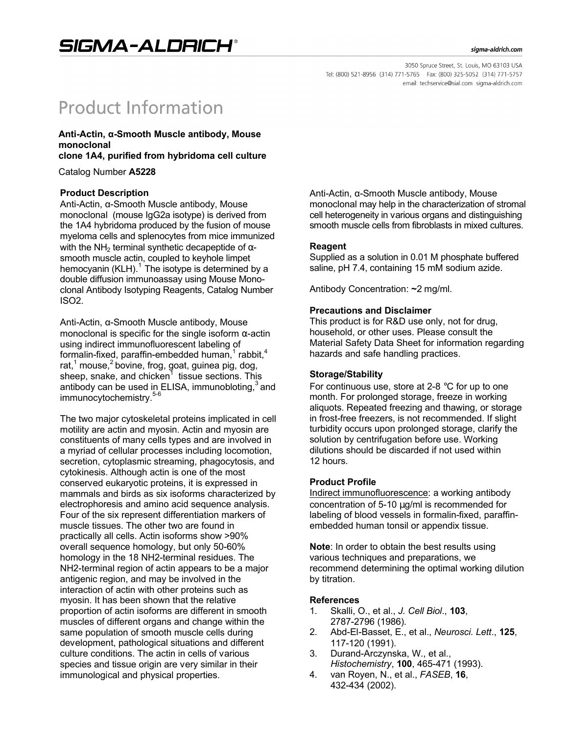# SIGMA-ALDRICH®

sigma-aldrich.com

3050 Spruce Street, St. Louis, MO 63103 USA
Tel: (800) 521-8956 (314) 771-5765 Fax: (800) 325-5052 (314) 771-5757
email: techservice@sial.com sigma-aldrich.com

# Product Information

**Anti-Actin, α-Smooth Muscle antibody, Mouse monoclonal**
**clone 1A4, purified from hybridoma cell culture**

Catalog Number **A5228**

## Product Description

Anti-Actin, α-Smooth Muscle antibody, Mouse monoclonal (mouse IgG2a isotype) is derived from the 1A4 hybridoma produced by the fusion of mouse myeloma cells and splenocytes from mice immunized with the $NH_2$ terminal synthetic decapeptide of α-smooth muscle actin, coupled to keyhole limpet hemocyanin (KLH).[1] The isotype is determined by a double diffusion immunoassay using Mouse Monoclonal Antibody Isotyping Reagents, Catalog Number ISO2.

Anti-Actin, α-Smooth Muscle antibody, Mouse monoclonal is specific for the single isoform α-actin using indirect immunofluorescent labeling of formalin-fixed, paraffin-embedded human,[1] rabbit,[4] rat,[1] mouse,[2] bovine, frog, goat, guinea pig, dog, sheep, snake, and chicken[1] tissue sections. This antibody can be used in ELISA, immunobloting,[3] and immunocytochemistry.[5-6]

The two major cytoskeletal proteins implicated in cell motility are actin and myosin. Actin and myosin are constituents of many cells types and are involved in a myriad of cellular processes including locomotion, secretion, cytoplasmic streaming, phagocytosis, and cytokinesis. Although actin is one of the most conserved eukaryotic proteins, it is expressed in mammals and birds as six isoforms characterized by electrophoresis and amino acid sequence analysis. Four of the six represent differentiation markers of muscle tissues. The other two are found in practically all cells. Actin isoforms show >90% overall sequence homology, but only 50-60% homology in the 18 NH2-terminal residues. The NH2-terminal region of actin appears to be a major antigenic region, and may be involved in the interaction of actin with other proteins such as myosin. It has been shown that the relative proportion of actin isoforms are different in smooth muscles of different organs and change within the same population of smooth muscle cells during development, pathological situations and different culture conditions. The actin in cells of various species and tissue origin are very similar in their immunological and physical properties.

Anti-Actin, α-Smooth Muscle antibody, Mouse monoclonal may help in the characterization of stromal cell heterogeneity in various organs and distinguishing smooth muscle cells from fibroblasts in mixed cultures.

## Reagent

Supplied as a solution in 0.01 M phosphate buffered saline, pH 7.4, containing 15 mM sodium azide.

Antibody Concentration: **~**2 mg/ml.

## Precautions and Disclaimer

This product is for R&D use only, not for drug, household, or other uses. Please consult the Material Safety Data Sheet for information regarding hazards and safe handling practices.

## Storage/Stability

For continuous use, store at 2-8 °C for up to one month. For prolonged storage, freeze in working aliquots. Repeated freezing and thawing, or storage in frost-free freezers, is not recommended. If slight turbidity occurs upon prolonged storage, clarify the solution by centrifugation before use. Working dilutions should be discarded if not used within 12 hours.

## Product Profile

Indirect immunofluorescence: a working antibody concentration of 5-10 μg/ml is recommended for labeling of blood vessels in formalin-fixed, paraffin-embedded human tonsil or appendix tissue.

**Note**: In order to obtain the best results using various techniques and preparations, we recommend determining the optimal working dilution by titration.

## References

1. Skalli, O., et al., *J. Cell Biol*., **103**, 2787-2796 (1986).
2. Abd-El-Basset, E., et al., *Neurosci. Lett*., **125**, 117-120 (1991).
3. Durand-Arczynska, W., et al., *Histochemistry*, **100**, 465-471 (1993).
4. van Royen, N., et al., *FASEB*, **16**, 432-434 (2002).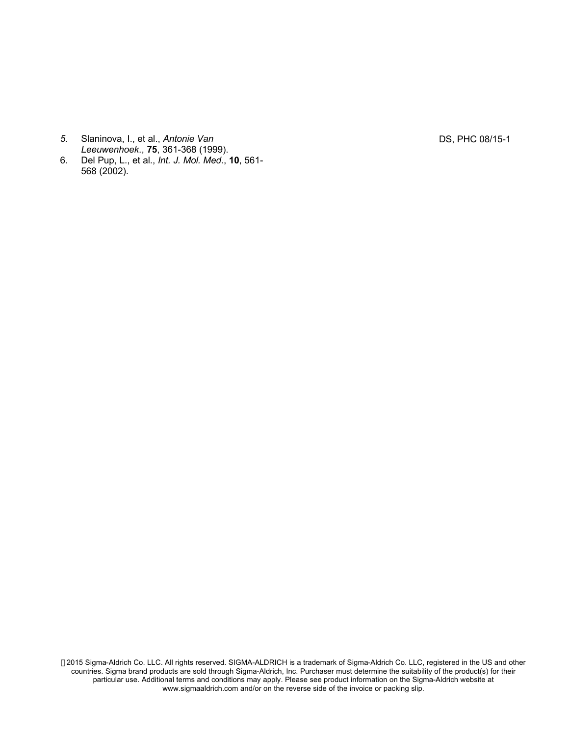5. Slaninova, I., et al., *Antonie Van Leeuwenhoek.*, **75**, 361-368 (1999).
6. Del Pup, L., et al., *Int. J. Mol. Med.*, **10**, 561-568 (2002).

DS, PHC 08/15-1

©2015 Sigma-Aldrich Co. LLC. All rights reserved. SIGMA-ALDRICH is a trademark of Sigma-Aldrich Co. LLC, registered in the US and other countries. Sigma brand products are sold through Sigma-Aldrich, Inc. Purchaser must determine the suitability of the product(s) for their particular use. Additional terms and conditions may apply. Please see product information on the Sigma-Aldrich website at www.sigmaaldrich.com and/or on the reverse side of the invoice or packing slip.